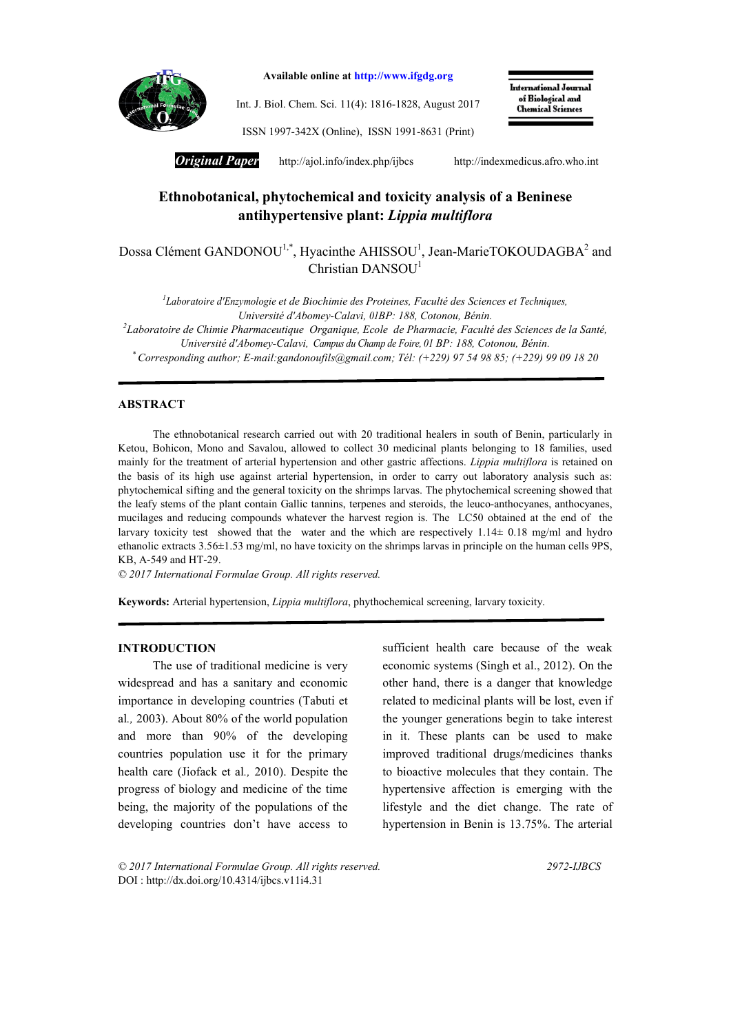# Ethnobotanical, phytochemical and toxicity analysis of a Beninese antihypertensive plant: *Lippia multiflora*

Dossa Clément GANDONOU[1,*], Hyacinthe AHISSOU[1], Jean-MarieTOKOUDAGBA[2] and Christian DANSOU[1]

[1]*Laboratoire d'Enzymologie et de Biochimie des Proteines, Faculté des Sciences et Techniques, Université d'Abomey-Calavi, 01BP: 188, Cotonou, Bénin.*

[2]*Laboratoire de Chimie Pharmaceutique Organique, Ecole de Pharmacie, Faculté des Sciences de la Santé, Université d'Abomey-Calavi, Campus du Champ de Foire, 01 BP: 188, Cotonou, Bénin.*

[*] *Corresponding author; E-mail:gandonoufils@gmail.com; Tél: (+229) 97 54 98 85; (+229) 99 09 18 20*

## ABSTRACT

The ethnobotanical research carried out with 20 traditional healers in south of Benin, particularly in Ketou, Bohicon, Mono and Savalou, allowed to collect 30 medicinal plants belonging to 18 families, used mainly for the treatment of arterial hypertension and other gastric affections. *Lippia multiflora* is retained on the basis of its high use against arterial hypertension, in order to carry out laboratory analysis such as: phytochemical sifting and the general toxicity on the shrimps larvas. The phytochemical screening showed that the leafy stems of the plant contain Gallic tannins, terpenes and steroids, the leuco-anthocyanes, anthocyanes, mucilages and reducing compounds whatever the harvest region is. The LC50 obtained at the end of the larvary toxicity test showed that the water and the which are respectively 1.14± 0.18 mg/ml and hydro ethanolic extracts 3.56±1.53 mg/ml, no have toxicity on the shrimps larvas in principle on the human cells 9PS, KB, A-549 and HT-29.

*© 2017 International Formulae Group. All rights reserved.*

**Keywords:** Arterial hypertension, *Lippia multiflora*, phythochemical screening, larvary toxicity.

## INTRODUCTION

The use of traditional medicine is very widespread and has a sanitary and economic importance in developing countries (Tabuti et al*.,* 2003). About 80% of the world population and more than 90% of the developing countries population use it for the primary health care (Jiofack et al*.,* 2010). Despite the progress of biology and medicine of the time being, the majority of the populations of the developing countries don't have access to sufficient health care because of the weak economic systems (Singh et al., 2012). On the other hand, there is a danger that knowledge related to medicinal plants will be lost, even if the younger generations begin to take interest in it. These plants can be used to make improved traditional drugs/medicines thanks to bioactive molecules that they contain. The hypertensive affection is emerging with the lifestyle and the diet change. The rate of hypertension in Benin is 13.75%. The arterial

*© 2017 International Formulae Group. All rights reserved.* 2972-IJBCS

DOI : http://dx.doi.org/10.4314/ijbcs.v11i4.31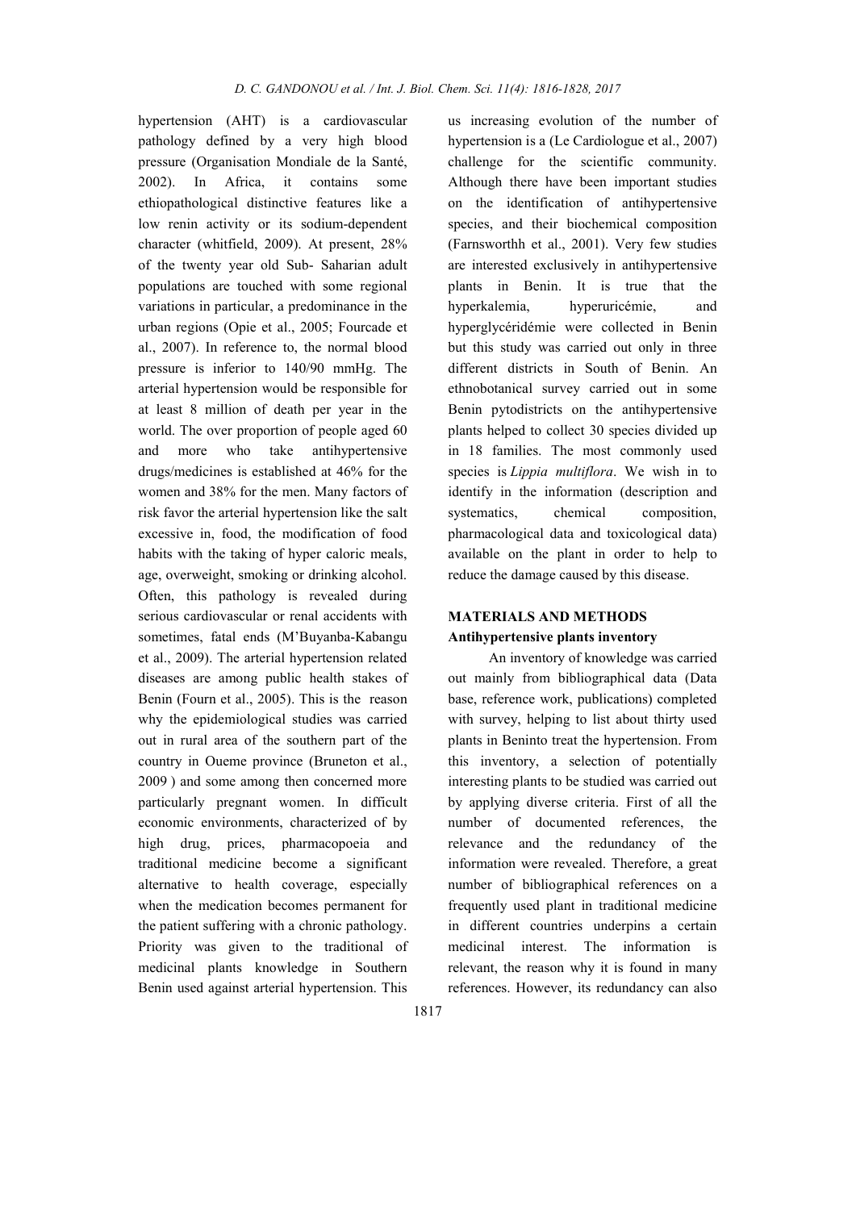hypertension (AHT) is a cardiovascular pathology defined by a very high blood pressure (Organisation Mondiale de la Santé, 2002). In Africa, it contains some ethiopathological distinctive features like a low renin activity or its sodium-dependent character (whitfield, 2009). At present, 28% of the twenty year old Sub- Saharian adult populations are touched with some regional variations in particular, a predominance in the urban regions (Opie et al., 2005; Fourcade et al., 2007). In reference to, the normal blood pressure is inferior to 140/90 mmHg. The arterial hypertension would be responsible for at least 8 million of death per year in the world. The over proportion of people aged 60 and more who take antihypertensive drugs/medicines is established at 46% for the women and 38% for the men. Many factors of risk favor the arterial hypertension like the salt excessive in, food, the modification of food habits with the taking of hyper caloric meals, age, overweight, smoking or drinking alcohol. Often, this pathology is revealed during serious cardiovascular or renal accidents with sometimes, fatal ends (M'Buyanba-Kabangu et al., 2009). The arterial hypertension related diseases are among public health stakes of Benin (Fourn et al., 2005). This is the reason why the epidemiological studies was carried out in rural area of the southern part of the country in Oueme province (Bruneton et al., 2009 ) and some among then concerned more particularly pregnant women. In difficult economic environments, characterized of by high drug, prices, pharmacopoeia and traditional medicine become a significant alternative to health coverage, especially when the medication becomes permanent for the patient suffering with a chronic pathology. Priority was given to the traditional of medicinal plants knowledge in Southern Benin used against arterial hypertension. This us increasing evolution of the number of hypertension is a (Le Cardiologue et al., 2007) challenge for the scientific community. Although there have been important studies on the identification of antihypertensive species, and their biochemical composition (Farnsworthh et al., 2001). Very few studies are interested exclusively in antihypertensive plants in Benin. It is true that the hyperkalemia, hyperuricémie, and hyperglycéridémie were collected in Benin but this study was carried out only in three different districts in South of Benin. An ethnobotanical survey carried out in some Benin pytodistricts on the antihypertensive plants helped to collect 30 species divided up in 18 families. The most commonly used species is *Lippia multiflora*. We wish in to identify in the information (description and systematics, chemical composition, pharmacological data and toxicological data) available on the plant in order to help to reduce the damage caused by this disease.

## MATERIALS AND METHODS

### Antihypertensive plants inventory

An inventory of knowledge was carried out mainly from bibliographical data (Data base, reference work, publications) completed with survey, helping to list about thirty used plants in Beninto treat the hypertension. From this inventory, a selection of potentially interesting plants to be studied was carried out by applying diverse criteria. First of all the number of documented references, the relevance and the redundancy of the information were revealed. Therefore, a great number of bibliographical references on a frequently used plant in traditional medicine in different countries underpins a certain medicinal interest. The information is relevant, the reason why it is found in many references. However, its redundancy can also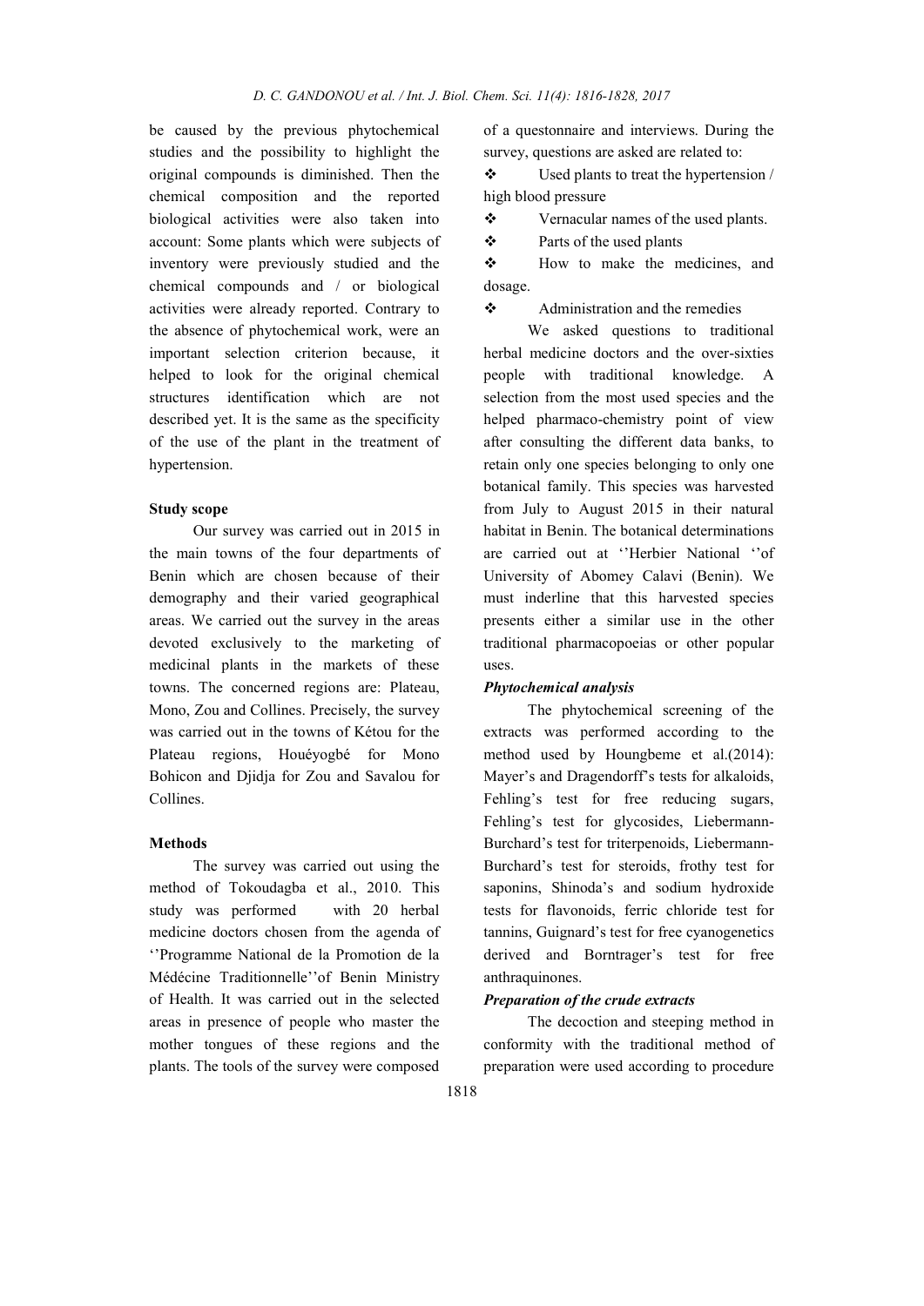be caused by the previous phytochemical studies and the possibility to highlight the original compounds is diminished. Then the chemical composition and the reported biological activities were also taken into account: Some plants which were subjects of inventory were previously studied and the chemical compounds and / or biological activities were already reported. Contrary to the absence of phytochemical work, were an important selection criterion because, it helped to look for the original chemical structures identification which are not described yet. It is the same as the specificity of the use of the plant in the treatment of hypertension.

#### Study scope

Our survey was carried out in 2015 in the main towns of the four departments of Benin which are chosen because of their demography and their varied geographical areas. We carried out the survey in the areas devoted exclusively to the marketing of medicinal plants in the markets of these towns. The concerned regions are: Plateau, Mono, Zou and Collines. Precisely, the survey was carried out in the towns of Kétou for the Plateau regions, Houéyogbé for Mono Bohicon and Djidja for Zou and Savalou for Collines.

#### Methods

The survey was carried out using the method of Tokoudagba et al., 2010. This study was performed with 20 herbal medicine doctors chosen from the agenda of ''Programme National de la Promotion de la Médécine Traditionnelle''of Benin Ministry of Health. It was carried out in the selected areas in presence of people who master the mother tongues of these regions and the plants. The tools of the survey were composed of a questonnaire and interviews. During the survey, questions are asked are related to:

- Used plants to treat the hypertension / high blood pressure
- Vernacular names of the used plants.
- Parts of the used plants
- How to make the medicines, and dosage.
- Administration and the remedies

We asked questions to traditional herbal medicine doctors and the over-sixties people with traditional knowledge. A selection from the most used species and the helped pharmaco-chemistry point of view after consulting the different data banks, to retain only one species belonging to only one botanical family. This species was harvested from July to August 2015 in their natural habitat in Benin. The botanical determinations are carried out at ''Herbier National ''of University of Abomey Calavi (Benin). We must inderline that this harvested species presents either a similar use in the other traditional pharmacopoeias or other popular uses.

#### *Phytochemical analysis*

The phytochemical screening of the extracts was performed according to the method used by Houngbeme et al.(2014): Mayer's and Dragendorff's tests for alkaloids, Fehling's test for free reducing sugars, Fehling's test for glycosides, Liebermann-Burchard's test for triterpenoids, Liebermann-Burchard's test for steroids, frothy test for saponins, Shinoda's and sodium hydroxide tests for flavonoids, ferric chloride test for tannins, Guignard's test for free cyanogenetics derived and Borntrager's test for free anthraquinones.

#### *Preparation of the crude extracts*

The decoction and steeping method in conformity with the traditional method of preparation were used according to procedure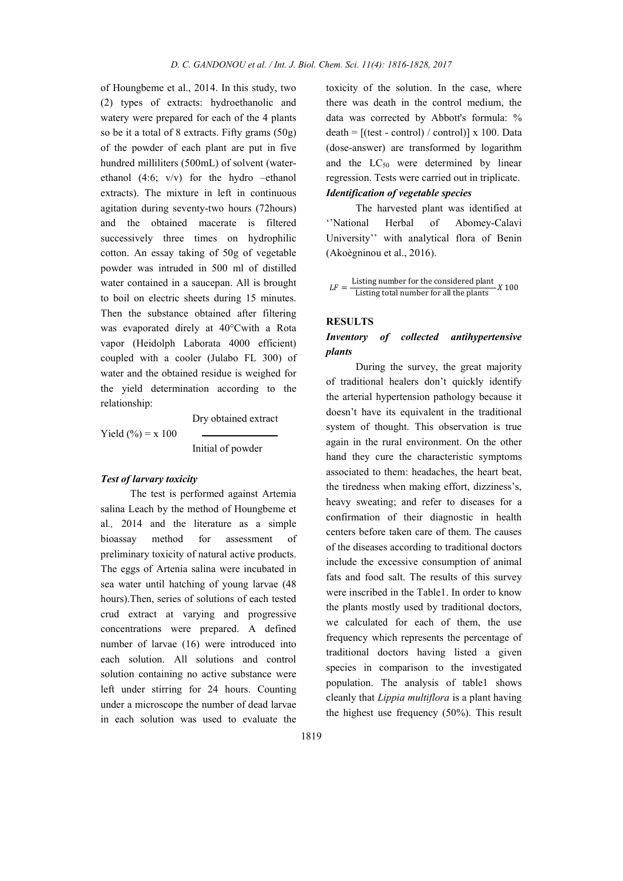of Houngbeme et al., 2014. In this study, two (2) types of extracts: hydroethanolic and watery were prepared for each of the 4 plants so be it a total of 8 extracts. Fifty grams (50g) of the powder of each plant are put in five hundred milliliters (500mL) of solvent (water-ethanol (4:6; v/v) for the hydro –ethanol extracts). The mixture in left in continuous agitation during seventy-two hours (72hours) and the obtained macerate is filtered successively three times on hydrophilic cotton. An essay taking of 50g of vegetable powder was intruded in 500 ml of distilled water contained in a saucepan. All is brought to boil on electric sheets during 15 minutes. Then the substance obtained after filtering was evaporated direly at 40°Cwith a Rota vapor (Heidolph Laborata 4000 efficient) coupled with a cooler (Julabo FL 300) of water and the obtained residue is weighed for the yield determination according to the relationship:

$$\text{Yield (\%)} = \frac{\text{Dry obtained extract}}{\text{Initial of powder}} \times 100$$

### *Test of larvary toxicity*

The test is performed against Artemia salina Leach by the method of Houngbeme et al*.,* 2014 and the literature as a simple bioassay method for assessment of preliminary toxicity of natural active products. The eggs of Artenia salina were incubated in sea water until hatching of young larvae (48 hours).Then, series of solutions of each tested crud extract at varying and progressive concentrations were prepared. A defined number of larvae (16) were introduced into each solution. All solutions and control solution containing no active substance were left under stirring for 24 hours. Counting under a microscope the number of dead larvae in each solution was used to evaluate the toxicity of the solution. In the case, where there was death in the control medium, the data was corrected by Abbott's formula: % death = [(test - control) / control)] x 100. Data (dose-answer) are transformed by logarithm and the $LC_{50}$ were determined by linear regression. Tests were carried out in triplicate.

### *Identification of vegetable species*

The harvested plant was identified at ''National Herbal of Abomey-Calavi University'' with analytical flora of Benin (Akoègninou et al., 2016).

$$LF = \frac{\text{Listing number for the considered plant}}{\text{Listing total number for all the plants}} X\, 100$$

## RESULTS

### *Inventory of collected antihypertensive plants*

During the survey, the great majority of traditional healers don't quickly identify the arterial hypertension pathology because it doesn't have its equivalent in the traditional system of thought. This observation is true again in the rural environment. On the other hand they cure the characteristic symptoms associated to them: headaches, the heart beat, the tiredness when making effort, dizziness's, heavy sweating; and refer to diseases for a confirmation of their diagnostic in health centers before taken care of them. The causes of the diseases according to traditional doctors include the excessive consumption of animal fats and food salt. The results of this survey were inscribed in the Table1. In order to know the plants mostly used by traditional doctors, we calculated for each of them, the use frequency which represents the percentage of traditional doctors having listed a given species in comparison to the investigated population. The analysis of table1 shows cleanly that *Lippia multiflora* is a plant having the highest use frequency (50%). This result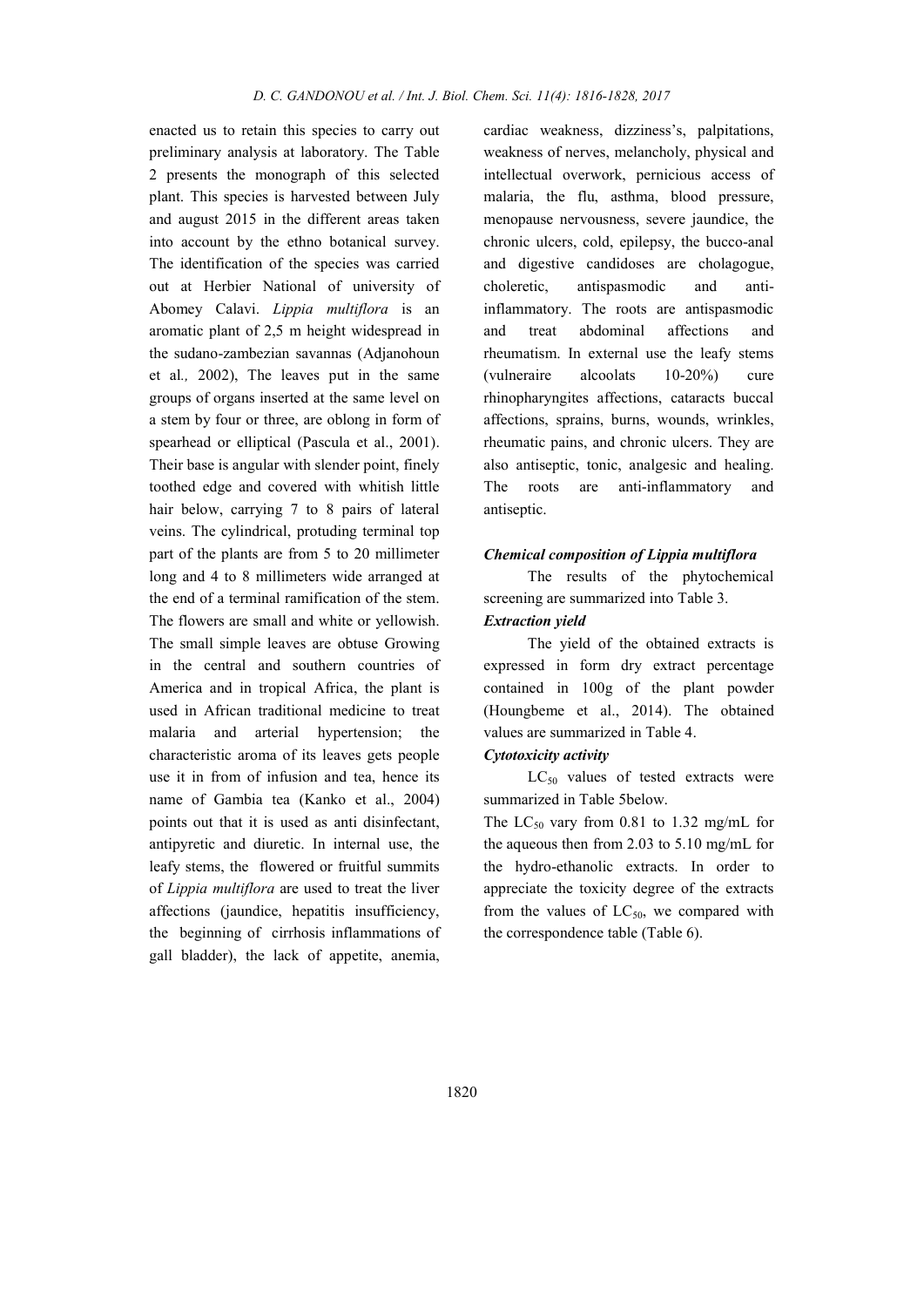enacted us to retain this species to carry out preliminary analysis at laboratory. The Table 2 presents the monograph of this selected plant. This species is harvested between July and august 2015 in the different areas taken into account by the ethno botanical survey. The identification of the species was carried out at Herbier National of university of Abomey Calavi. *Lippia multiflora* is an aromatic plant of 2,5 m height widespread in the sudano-zambezian savannas (Adjanohoun et al., 2002), The leaves put in the same groups of organs inserted at the same level on a stem by four or three, are oblong in form of spearhead or elliptical (Pascula et al., 2001). Their base is angular with slender point, finely toothed edge and covered with whitish little hair below, carrying 7 to 8 pairs of lateral veins. The cylindrical, protuding terminal top part of the plants are from 5 to 20 millimeter long and 4 to 8 millimeters wide arranged at the end of a terminal ramification of the stem. The flowers are small and white or yellowish. The small simple leaves are obtuse Growing in the central and southern countries of America and in tropical Africa, the plant is used in African traditional medicine to treat malaria and arterial hypertension; the characteristic aroma of its leaves gets people use it in from of infusion and tea, hence its name of Gambia tea (Kanko et al., 2004) points out that it is used as anti disinfectant, antipyretic and diuretic. In internal use, the leafy stems, the flowered or fruitful summits of *Lippia multiflora* are used to treat the liver affections (jaundice, hepatitis insufficiency, the beginning of cirrhosis inflammations of gall bladder), the lack of appetite, anemia, cardiac weakness, dizziness's, palpitations, weakness of nerves, melancholy, physical and intellectual overwork, pernicious access of malaria, the flu, asthma, blood pressure, menopause nervousness, severe jaundice, the chronic ulcers, cold, epilepsy, the bucco-anal and digestive candidoses are cholagogue, choleretic, antispasmodic and anti-inflammatory. The roots are antispasmodic and treat abdominal affections and rheumatism. In external use the leafy stems (vulneraire alcoolats 10-20%) cure rhinopharyngites affections, cataracts buccal affections, sprains, burns, wounds, wrinkles, rheumatic pains, and chronic ulcers. They are also antiseptic, tonic, analgesic and healing. The roots are anti-inflammatory and antiseptic.

### *Chemical composition of Lippia multiflora*

The results of the phytochemical screening are summarized into Table 3.

### *Extraction yield*

The yield of the obtained extracts is expressed in form dry extract percentage contained in 100g of the plant powder (Houngbeme et al., 2014). The obtained values are summarized in Table 4.

### *Cytotoxicity activity*

$LC_{50}$ values of tested extracts were summarized in Table 5below.

The $LC_{50}$ vary from 0.81 to 1.32 mg/mL for the aqueous then from 2.03 to 5.10 mg/mL for the hydro-ethanolic extracts. In order to appreciate the toxicity degree of the extracts from the values of $LC_{50}$, we compared with the correspondence table (Table 6).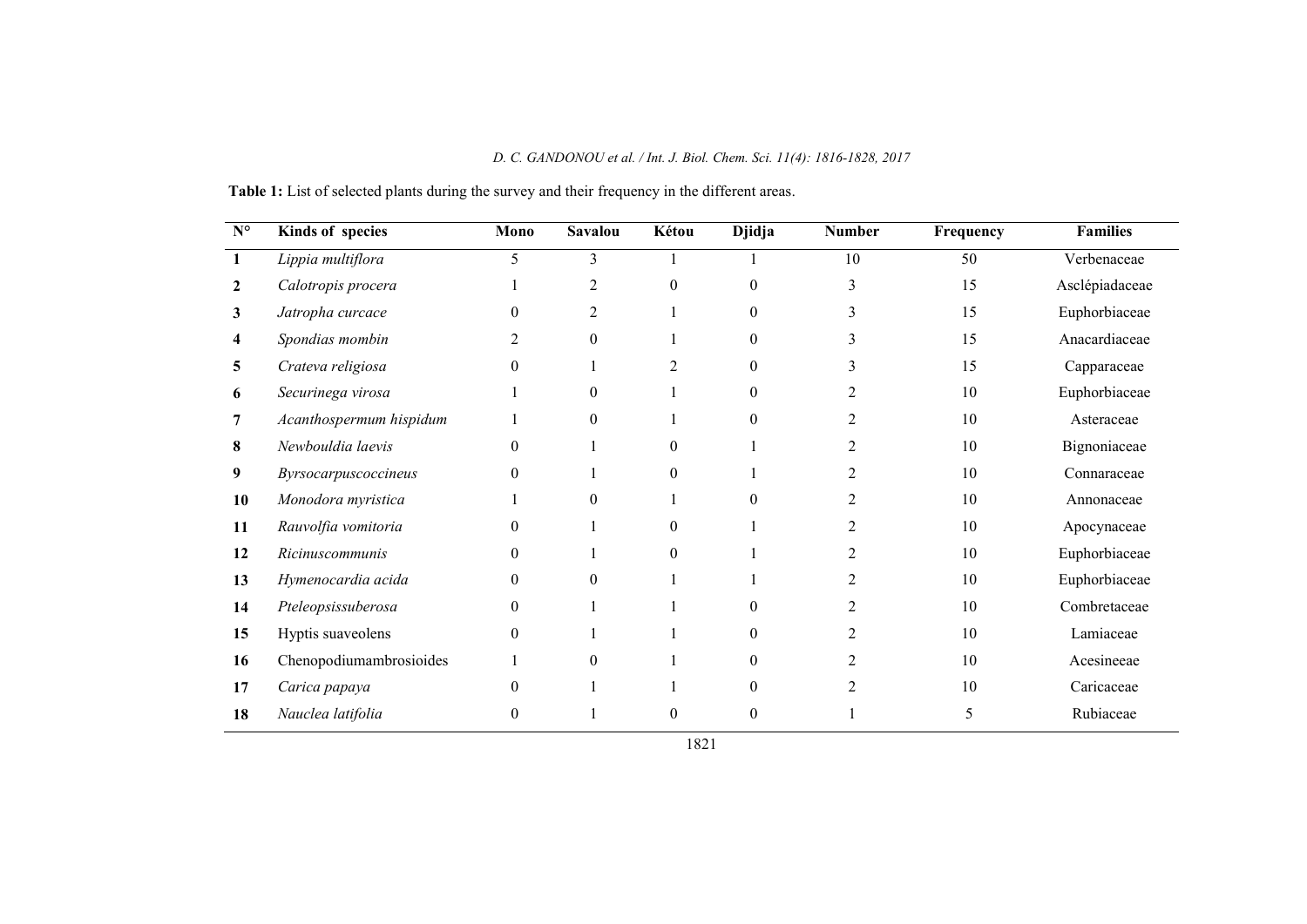**Table 1:** List of selected plants during the survey and their frequency in the different areas.

| N° | Kinds of species | Mono | Savalou | Kétou | Djidja | Number | Frequency | Families |
|---|---|---|---|---|---|---|---|---|
| **1** | *Lippia multiflora* | 5 | 3 | 1 | 1 | 10 | 50 | Verbenaceae |
| **2** | *Calotropis procera* | 1 | 2 | 0 | 0 | 3 | 15 | Asclépiadaceae |
| **3** | *Jatropha curcace* | 0 | 2 | 1 | 0 | 3 | 15 | Euphorbiaceae |
| **4** | *Spondias mombin* | 2 | 0 | 1 | 0 | 3 | 15 | Anacardiaceae |
| **5** | *Crateva religiosa* | 0 | 1 | 2 | 0 | 3 | 15 | Capparaceae |
| **6** | *Securinega virosa* | 1 | 0 | 1 | 0 | 2 | 10 | Euphorbiaceae |
| **7** | *Acanthospermum hispidum* | 1 | 0 | 1 | 0 | 2 | 10 | Asteraceae |
| **8** | *Newbouldia laevis* | 0 | 1 | 0 | 1 | 2 | 10 | Bignoniaceae |
| **9** | *Byrsocarpuscoccineus* | 0 | 1 | 0 | 1 | 2 | 10 | Connaraceae |
| **10** | *Monodora myristica* | 1 | 0 | 1 | 0 | 2 | 10 | Annonaceae |
| **11** | *Rauvolfia vomitoria* | 0 | 1 | 0 | 1 | 2 | 10 | Apocynaceae |
| **12** | *Ricinuscommunis* | 0 | 1 | 0 | 1 | 2 | 10 | Euphorbiaceae |
| **13** | *Hymenocardia acida* | 0 | 0 | 1 | 1 | 2 | 10 | Euphorbiaceae |
| **14** | *Pteleopsissuberosa* | 0 | 1 | 1 | 0 | 2 | 10 | Combretaceae |
| **15** | Hyptis suaveolens | 0 | 1 | 1 | 0 | 2 | 10 | Lamiaceae |
| **16** | Chenopodiumambrosioides | 1 | 0 | 1 | 0 | 2 | 10 | Acesineeae |
| **17** | *Carica papaya* | 0 | 1 | 1 | 0 | 2 | 10 | Caricaceae |
| **18** | *Nauclea latifolia* | 0 | 1 | 0 | 0 | 1 | 5 | Rubiaceae |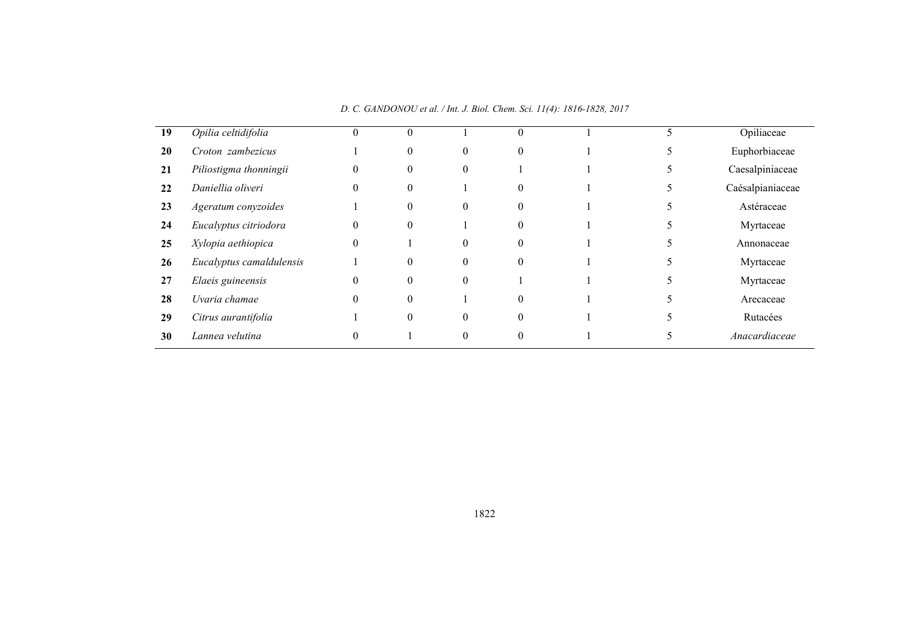| 19 | *Opilia celtidifolia* | 0 | 0 | 1 | 0 | 1 | 5 | Opiliaceae |
|---|---|---|---|---|---|---|---|---|
| **20** | *Croton zambezicus* | 1 | 0 | 0 | 0 | 1 | 5 | Euphorbiaceae |
| **21** | *Piliostigma thonningii* | 0 | 0 | 0 | 1 | 1 | 5 | Caesalpiniaceae |
| **22** | *Daniellia oliveri* | 0 | 0 | 1 | 0 | 1 | 5 | Caésalpianiaceae |
| **23** | *Ageratum conyzoides* | 1 | 0 | 0 | 0 | 1 | 5 | Astéraceae |
| **24** | *Eucalyptus citriodora* | 0 | 0 | 1 | 0 | 1 | 5 | Myrtaceae |
| **25** | *Xylopia aethiopica* | 0 | 1 | 0 | 0 | 1 | 5 | Annonaceae |
| **26** | *Eucalyptus camaldulensis* | 1 | 0 | 0 | 0 | 1 | 5 | Myrtaceae |
| **27** | *Elaeis guineensis* | 0 | 0 | 0 | 1 | 1 | 5 | Myrtaceae |
| **28** | *Uvaria chamae* | 0 | 0 | 1 | 0 | 1 | 5 | Arecaceae |
| **29** | *Citrus aurantifolia* | 1 | 0 | 0 | 0 | 1 | 5 | Rutacées |
| **30** | *Lannea velutina* | 0 | 1 | 0 | 0 | 1 | 5 | *Anacardiaceae* |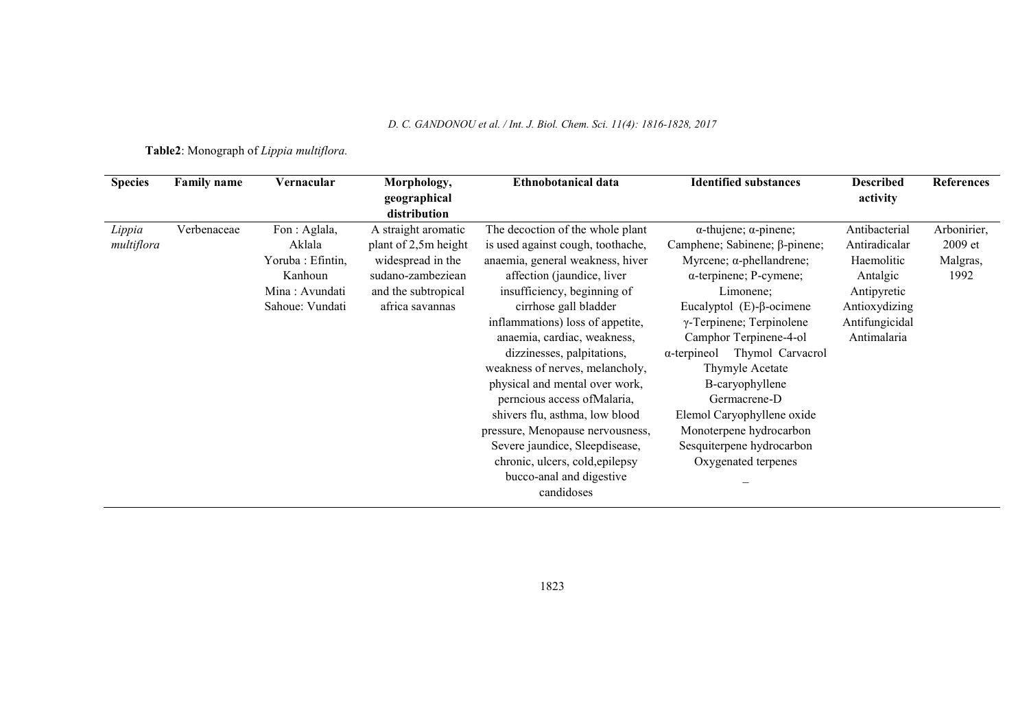**Table2**: Monograph of *Lippia multiflora.*

| Species | Family name | Vernacular | Morphology, geographical distribution | Ethnobotanical data | Identified substances | Described activity | References |
|---|---|---|---|---|---|---|---|
| *Lippia multiflora* | Verbenaceae | Fon : Aglala, Aklala Yoruba : Efintin, Kanhoun Mina : Avundati Sahoue: Vundati | A straight aromatic plant of 2,5m height widespread in the sudano-zambeziean and the subtropical africa savannas | The decoction of the whole plant is used against cough, toothache, anaemia, general weakness, hiver affection (jaundice, liver insufficiency, beginning of cirrhose gall bladder inflammations) loss of appetite, anaemia, cardiac, weakness, dizzinesses, palpitations, weakness of nerves, melancholy, physical and mental over work, perncious access ofMalaria, shivers flu, asthma, low blood pressure, Menopause nervousness, Severe jaundice, Sleepdisease, chronic, ulcers, cold,epilepsy bucco-anal and digestive candidoses | α-thujene; α-pinene; Camphene; Sabinene; β-pinene; Myrcene; α-phellandrene; α-terpinene; P-cymene; Limonene; Eucalyptol (E)-β-ocimene γ-Terpinene; Terpinolene Camphor Terpinene-4-ol α-terpineol Thymol Carvacrol Thymyle Acetate B-caryophyllene Germacrene-D Elemol Caryophyllene oxide Monoterpene hydrocarbon Sesquiterpene hydrocarbon Oxygenated terpenes _ | Antibacterial Antiradicalar Haemolitic Antalgic Antipyretic Antioxydizing Antifungicidal Antimalaria | Arbonirier, 2009 et Malgras, 1992 |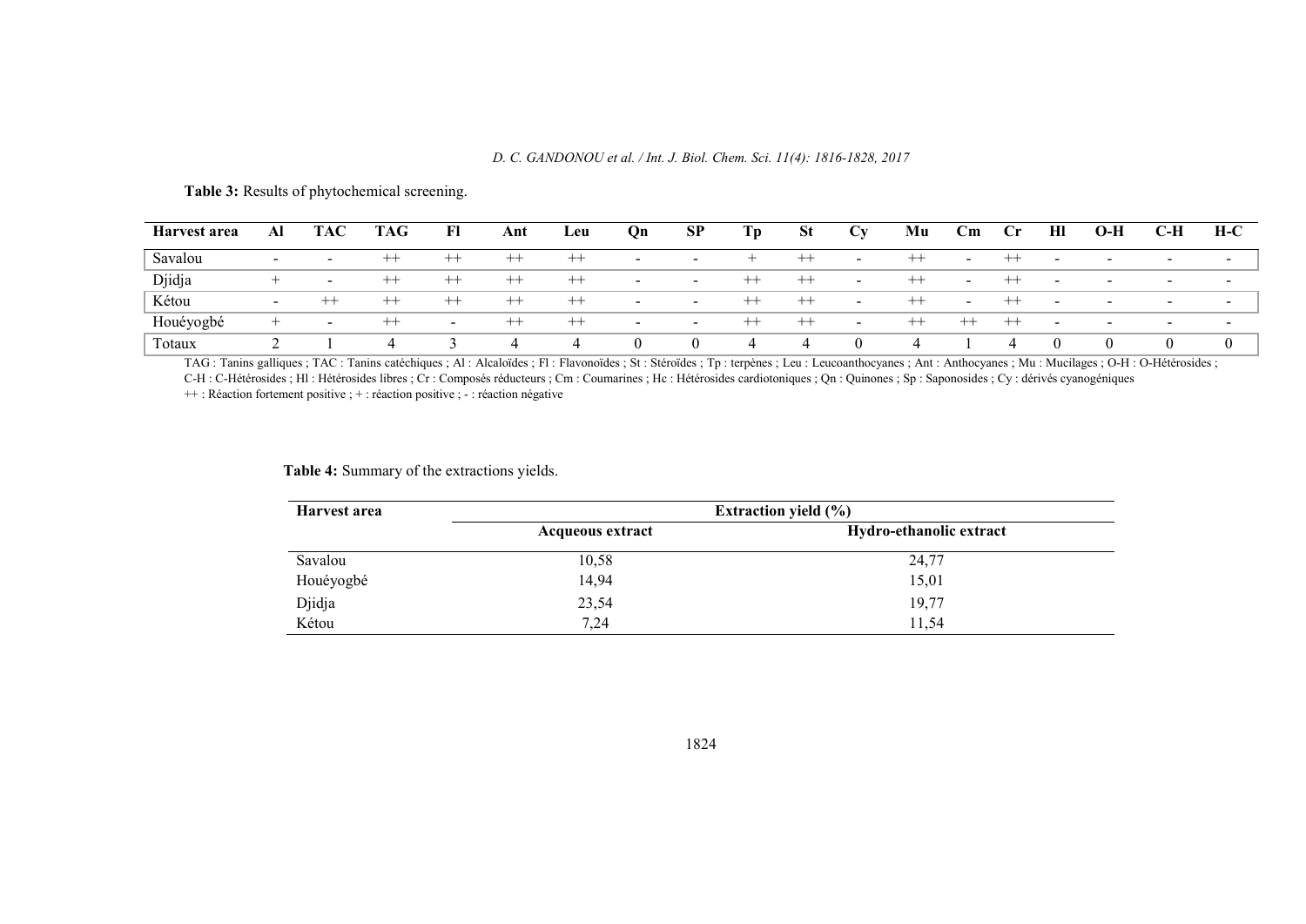**Table 3:** Results of phytochemical screening.

| Harvest area | Al | TAC | TAG | Fl | Ant | Leu | Qn | SP | Tp | St | Cy | Mu | Cm | Cr | Hl | O-H | C-H | H-C |
|---|---|---|---|---|---|---|---|---|---|---|---|---|---|---|---|---|---|---|
| Savalou | - | - | ++ | ++ | ++ | ++ | - | - | + | ++ | - | ++ | - | ++ | - | - | - | - |
| Djidja | + | - | ++ | ++ | ++ | ++ | - | - | ++ | ++ | - | ++ | - | ++ | - | - | - | - |
| Kétou | - | ++ | ++ | ++ | ++ | ++ | - | - | ++ | ++ | - | ++ | - | ++ | - | - | - | - |
| Houéyogbé | + | - | ++ | - | ++ | ++ | - | - | ++ | ++ | - | ++ | ++ | ++ | - | - | - | - |
| Totaux | 2 | 1 | 4 | 3 | 4 | 4 | 0 | 0 | 4 | 4 | 0 | 4 | 1 | 4 | 0 | 0 | 0 | 0 |

TAG : Tanins galliques ; TAC : Tanins catéchiques ; Al : Alcaloïdes ; Fl : Flavonoïdes ; St : Stéroïdes ; Tp : terpènes ; Leu : Leucoanthocyanes ; Ant : Anthocyanes ; Mu : Mucilages ; O-H : O-Hétérosides ; C-H : C-Hétérosides ; Hl : Hétérosides libres ; Cr : Composés réducteurs ; Cm : Coumarines ; Hc : Hétérosides cardiotoniques ; Qn : Quinones ; Sp : Saponosides ; Cy : dérivés cyanogéniques
++ : Réaction fortement positive ; + : réaction positive ; - : réaction négative

**Table 4:** Summary of the extractions yields.

| Harvest area | Extraction yield (%) | |
|---|---|---|
| | Acqueous extract | Hydro-ethanolic extract |
| Savalou | 10,58 | 24,77 |
| Houéyogbé | 14,94 | 15,01 |
| Djidja | 23,54 | 19,77 |
| Kétou | 7,24 | 11,54 |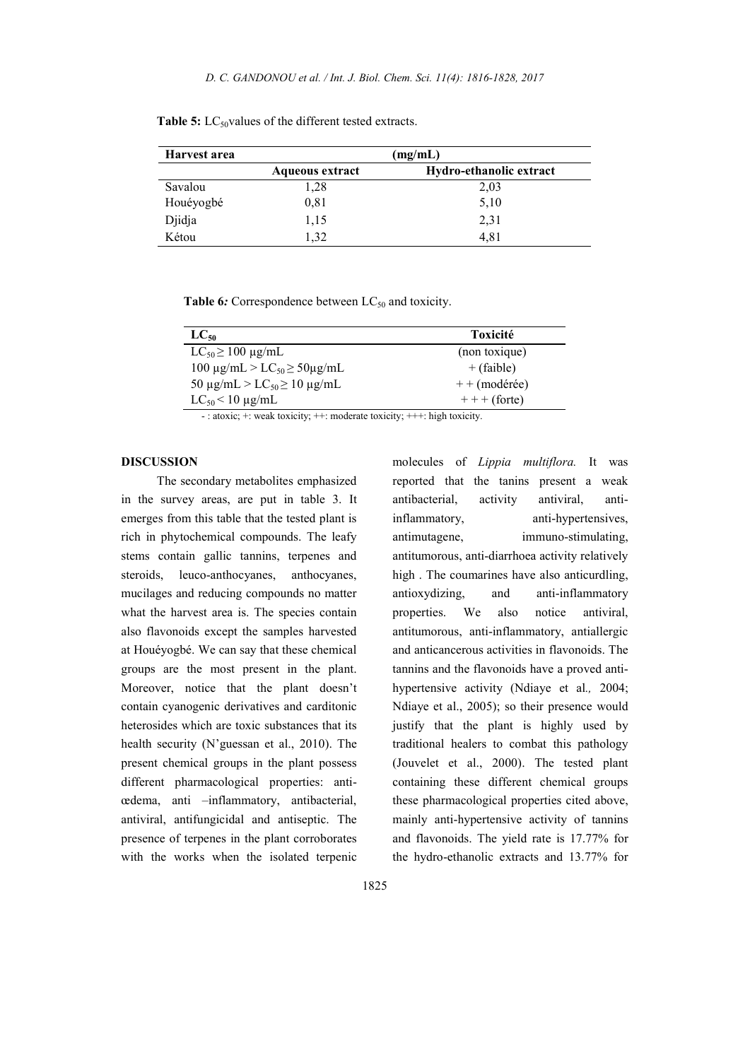**Table 5:** $LC_{50}$ values of the different tested extracts.

| Harvest area | (mg/mL) | |
|---|---|---|
| | **Aqueous extract** | **Hydro-ethanolic extract** |
| Savalou | 1,28 | 2,03 |
| Houéyogbé | 0,81 | 5,10 |
| Djidja | 1,15 | 2,31 |
| Kétou | 1,32 | 4,81 |

**Table 6:** Correspondence between $LC_{50}$ and toxicity.

| $LC_{50}$ | Toxicité |
|---|---|
| $LC_{50} \geq 100$ µg/mL | (non toxique) |
| 100 µg/mL > $LC_{50} \geq 50$µg/mL | + (faible) |
| 50 µg/mL > $LC_{50} \geq 10$ µg/mL | + + (modérée) |
| $LC_{50} < 10$ µg/mL | + + + (forte) |

- : atoxic; +: weak toxicity; ++: moderate toxicity; +++: high toxicity.

## DISCUSSION

The secondary metabolites emphasized in the survey areas, are put in table 3. It emerges from this table that the tested plant is rich in phytochemical compounds. The leafy stems contain gallic tannins, terpenes and steroids, leuco-anthocyanes, anthocyanes, mucilages and reducing compounds no matter what the harvest area is. The species contain also flavonoids except the samples harvested at Houéyogbé. We can say that these chemical groups are the most present in the plant. Moreover, notice that the plant doesn't contain cyanogenic derivatives and carditonic heterosides which are toxic substances that its health security (N'guessan et al., 2010). The present chemical groups in the plant possess different pharmacological properties: anti-œdema, anti –inflammatory, antibacterial, antiviral, antifungicidal and antiseptic. The presence of terpenes in the plant corroborates with the works when the isolated terpenic molecules of *Lippia multiflora.* It was reported that the tanins present a weak antibacterial, activity antiviral, anti-inflammatory, anti-hypertensives, antimutagene, immuno-stimulating, antitumorous, anti-diarrhoea activity relatively high . The coumarines have also anticurdling, antioxydizing, and anti-inflammatory properties. We also notice antiviral, antitumorous, anti-inflammatory, antiallergic and anticancerous activities in flavonoids. The tannins and the flavonoids have a proved anti-hypertensive activity (Ndiaye et al*.,* 2004; Ndiaye et al., 2005); so their presence would justify that the plant is highly used by traditional healers to combat this pathology (Jouvelet et al., 2000). The tested plant containing these different chemical groups these pharmacological properties cited above, mainly anti-hypertensive activity of tannins and flavonoids. The yield rate is 17.77% for the hydro-ethanolic extracts and 13.77% for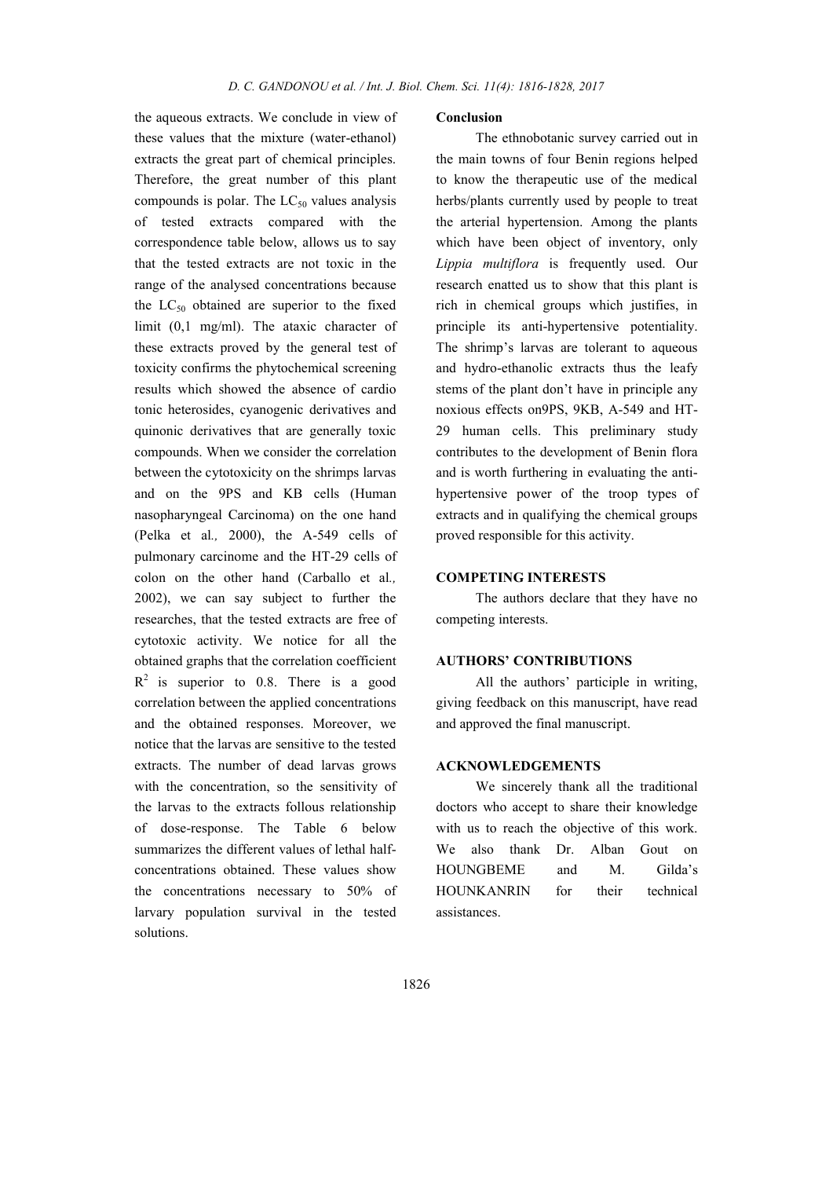the aqueous extracts. We conclude in view of these values that the mixture (water-ethanol) extracts the great part of chemical principles. Therefore, the great number of this plant compounds is polar. The $LC_{50}$ values analysis of tested extracts compared with the correspondence table below, allows us to say that the tested extracts are not toxic in the range of the analysed concentrations because the $LC_{50}$ obtained are superior to the fixed limit (0,1 mg/ml). The ataxic character of these extracts proved by the general test of toxicity confirms the phytochemical screening results which showed the absence of cardio tonic heterosides, cyanogenic derivatives and quinonic derivatives that are generally toxic compounds. When we consider the correlation between the cytotoxicity on the shrimps larvas and on the 9PS and KB cells (Human nasopharyngeal Carcinoma) on the one hand (Pelka et al*.,* 2000), the A-549 cells of pulmonary carcinome and the HT-29 cells of colon on the other hand (Carballo et al*.,* 2002), we can say subject to further the researches, that the tested extracts are free of cytotoxic activity. We notice for all the obtained graphs that the correlation coefficient $R^2$ is superior to 0.8. There is a good correlation between the applied concentrations and the obtained responses. Moreover, we notice that the larvas are sensitive to the tested extracts. The number of dead larvas grows with the concentration, so the sensitivity of the larvas to the extracts follous relationship of dose-response. The Table 6 below summarizes the different values of lethal half-concentrations obtained. These values show the concentrations necessary to 50% of larvary population survival in the tested solutions.

**Conclusion**

The ethnobotanic survey carried out in the main towns of four Benin regions helped to know the therapeutic use of the medical herbs/plants currently used by people to treat the arterial hypertension. Among the plants which have been object of inventory, only *Lippia multiflora* is frequently used. Our research enatted us to show that this plant is rich in chemical groups which justifies, in principle its anti-hypertensive potentiality. The shrimp's larvas are tolerant to aqueous and hydro-ethanolic extracts thus the leafy stems of the plant don't have in principle any noxious effects on9PS, 9KB, A-549 and HT-29 human cells. This preliminary study contributes to the development of Benin flora and is worth furthering in evaluating the anti-hypertensive power of the troop types of extracts and in qualifying the chemical groups proved responsible for this activity.

## COMPETING INTERESTS

The authors declare that they have no competing interests.

## AUTHORS' CONTRIBUTIONS

All the authors' participle in writing, giving feedback on this manuscript, have read and approved the final manuscript.

## ACKNOWLEDGEMENTS

We sincerely thank all the traditional doctors who accept to share their knowledge with us to reach the objective of this work. We also thank Dr. Alban Gout on HOUNGBEME and M. Gilda's HOUNKANRIN for their technical assistances.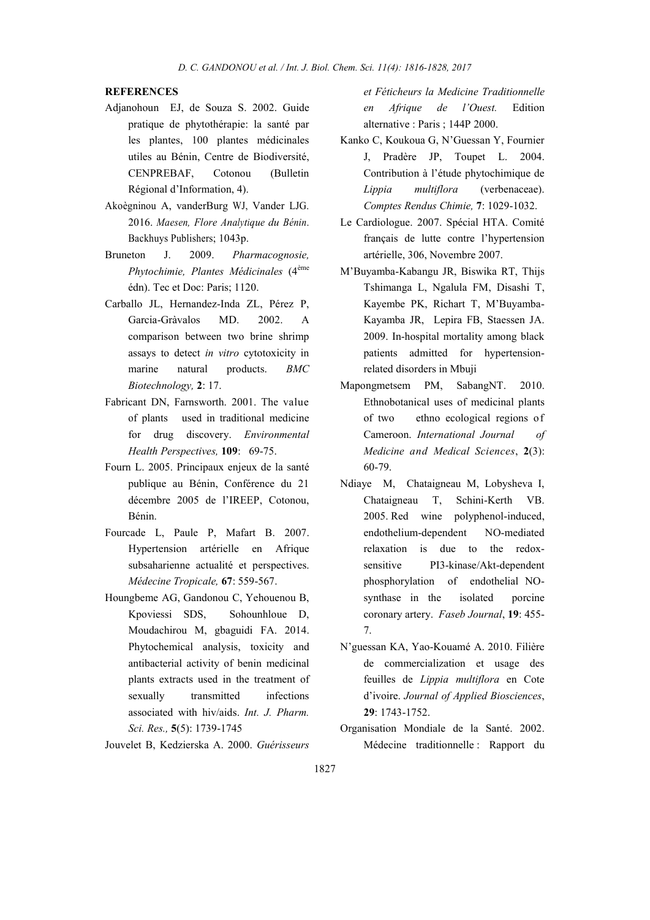**REFERENCES**

Adjanohoun EJ, de Souza S. 2002. Guide pratique de phytothérapie: la santé par les plantes, 100 plantes médicinales utiles au Bénin, Centre de Biodiversité, CENPREBAF, Cotonou (Bulletin Régional d'Information, 4).

Akoègninou A, vanderBurg WJ, Vander LJG. 2016. *Maesen, Flore Analytique du Bénin*. Backhuys Publishers; 1043p.

Bruneton J. 2009. *Pharmacognosie, Phytochimie, Plantes Médicinales* (4ème édn). Tec et Doc: Paris; 1120.

Carballo JL, Hernandez-Inda ZL, Pérez P, Garcia-Gràvalos MD. 2002. A comparison between two brine shrimp assays to detect *in vitro* cytotoxicity in marine natural products. *BMC Biotechnology,* **2**: 17.

Fabricant DN, Farnsworth. 2001. The value of plants used in traditional medicine for drug discovery. *Environmental Health Perspectives,* **109**: 69-75.

Fourn L. 2005. Principaux enjeux de la santé publique au Bénin, Conférence du 21 décembre 2005 de l'IREEP, Cotonou, Bénin.

Fourcade L, Paule P, Mafart B. 2007. Hypertension artérielle en Afrique subsaharienne actualité et perspectives. *Médecine Tropicale,* **67**: 559-567.

Houngbeme AG, Gandonou C, Yehouenou B, Kpoviessi SDS, Sohounhloue D, Moudachirou M, gbaguidi FA. 2014. Phytochemical analysis, toxicity and antibacterial activity of benin medicinal plants extracts used in the treatment of sexually transmitted infections associated with hiv/aids. *Int. J. Pharm. Sci. Res.,* **5**(5): 1739-1745

Jouvelet B, Kedzierska A. 2000. *Guérisseurs et Féticheurs la Medicine Traditionnelle en Afrique de l'Ouest.* Edition alternative : Paris ; 144P 2000.

Kanko C, Koukoua G, N'Guessan Y, Fournier J, Pradère JP, Toupet L. 2004. Contribution à l'étude phytochimique de *Lippia multiflora* (verbenaceae). *Comptes Rendus Chimie,* **7**: 1029-1032.

Le Cardiologue. 2007. Spécial HTA. Comité français de lutte contre l'hypertension artérielle, 306, Novembre 2007.

M'Buyamba-Kabangu JR, Biswika RT, Thijs Tshimanga L, Ngalula FM, Disashi T, Kayembe PK, Richart T, M'Buyamba-Kayamba JR, Lepira FB, Staessen JA. 2009. In-hospital mortality among black patients admitted for hypertension-related disorders in Mbuji

Mapongmetsem PM, SabangNT. 2010. Ethnobotanical uses of medicinal plants of two ethno ecological regions of Cameroon. *International Journal of Medicine and Medical Sciences*, **2**(3): 60-79.

Ndiaye M, Chataigneau M, Lobysheva I, Chataigneau T, Schini-Kerth VB. 2005. Red wine polyphenol-induced, endothelium-dependent NO-mediated relaxation is due to the redox-sensitive PI3-kinase/Akt-dependent phosphorylation of endothelial NO-synthase in the isolated porcine coronary artery. *Faseb Journal*, **19**: 455-7.

N'guessan KA, Yao-Kouamé A. 2010. Filière de commercialization et usage des feuilles de *Lippia multiflora* en Cote d'ivoire. *Journal of Applied Biosciences*, **29**: 1743-1752.

Organisation Mondiale de la Santé. 2002. Médecine traditionnelle : Rapport du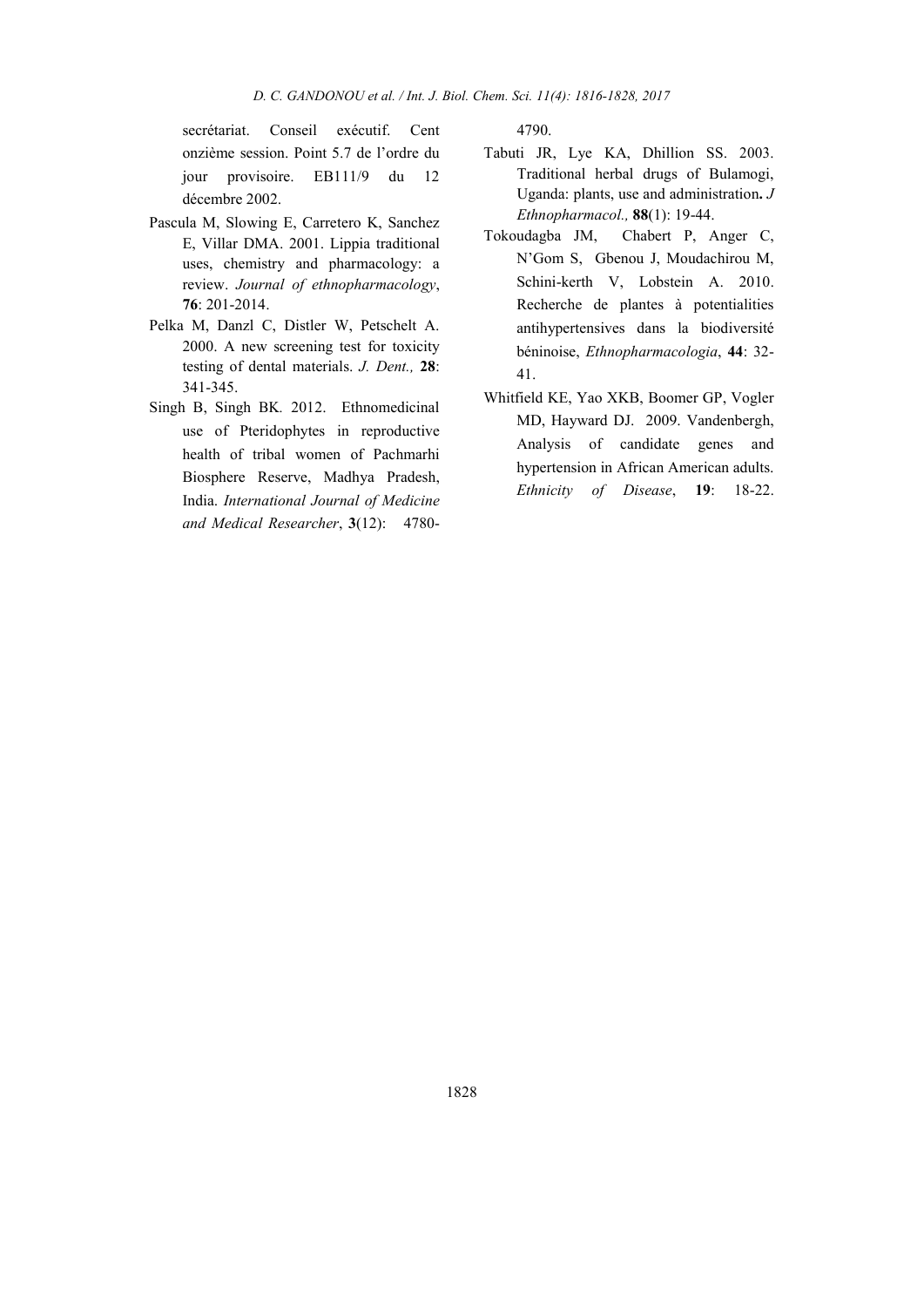secrétariat. Conseil exécutif. Cent onzième session. Point 5.7 de l'ordre du jour provisoire. EB111/9 du 12 décembre 2002.

Pascula M, Slowing E, Carretero K, Sanchez E, Villar DMA. 2001. Lippia traditional uses, chemistry and pharmacology: a review. *Journal of ethnopharmacology*, **76**: 201-2014.

Pelka M, Danzl C, Distler W, Petschelt A. 2000. A new screening test for toxicity testing of dental materials. *J. Dent.,* **28**: 341-345.

Singh B, Singh BK. 2012. Ethnomedicinal use of Pteridophytes in reproductive health of tribal women of Pachmarhi Biosphere Reserve, Madhya Pradesh, India. *International Journal of Medicine and Medical Researcher*, **3**(12): 4780-4790.

Tabuti JR, Lye KA, Dhillion SS. 2003. Traditional herbal drugs of Bulamogi, Uganda: plants, use and administration**.** *J Ethnopharmacol.,* **88**(1): 19-44.

Tokoudagba JM, Chabert P, Anger C, N'Gom S, Gbenou J, Moudachirou M, Schini-kerth V, Lobstein A. 2010. Recherche de plantes à potentialities antihypertensives dans la biodiversité béninoise, *Ethnopharmacologia*, **44**: 32-41.

Whitfield KE, Yao XKB, Boomer GP, Vogler MD, Hayward DJ. 2009. Vandenbergh, Analysis of candidate genes and hypertension in African American adults. *Ethnicity of Disease*, **19**: 18-22.